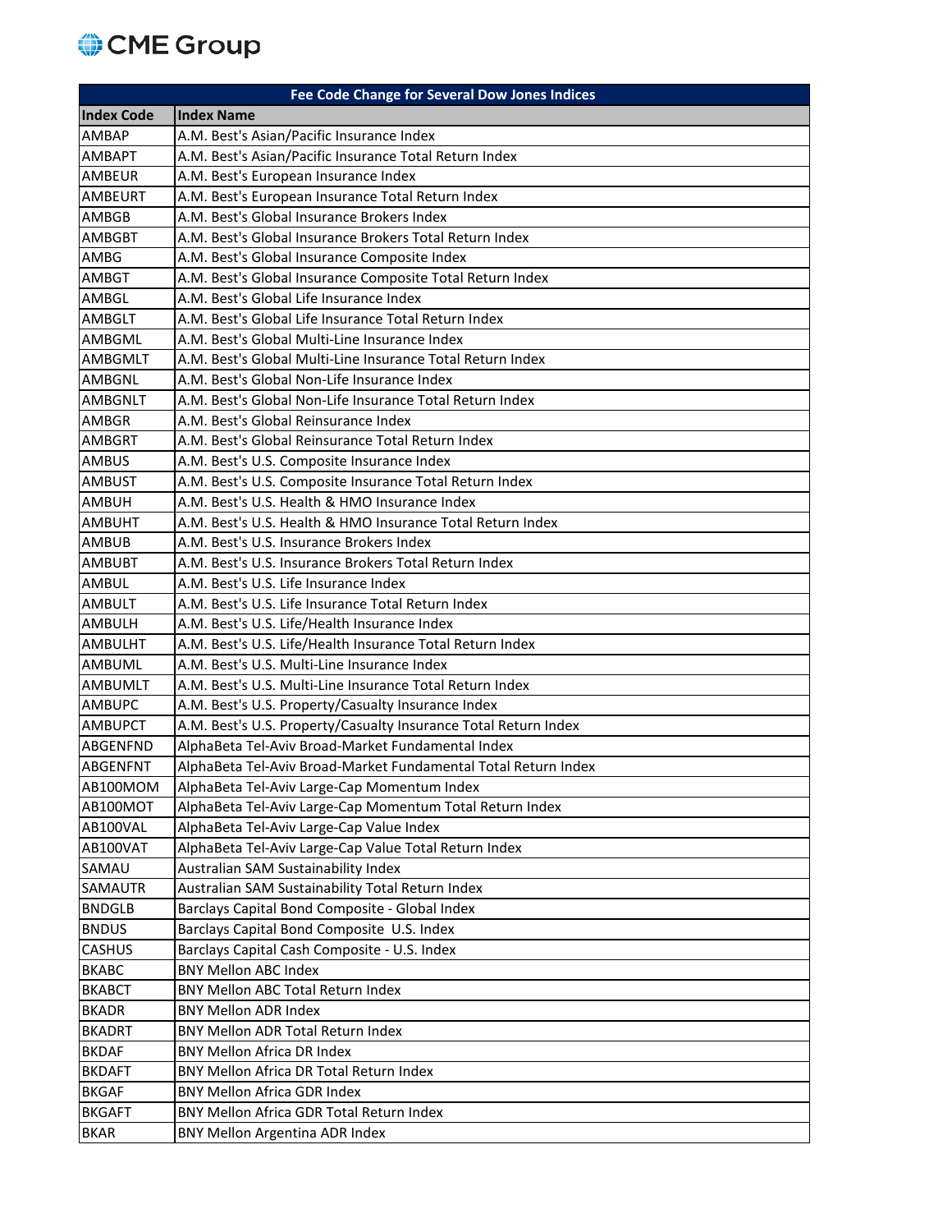CME Group

| Fee Code Change for Several Dow Jones Indices | |
|---|---|
| **Index Code** | **Index Name** |
| AMBAP | A.M. Best's Asian/Pacific Insurance Index |
| AMBAPT | A.M. Best's Asian/Pacific Insurance Total Return Index |
| AMBEUR | A.M. Best's European Insurance Index |
| AMBEURT | A.M. Best's European Insurance Total Return Index |
| AMBGB | A.M. Best's Global Insurance Brokers Index |
| AMBGBT | A.M. Best's Global Insurance Brokers Total Return Index |
| AMBG | A.M. Best's Global Insurance Composite Index |
| AMBGT | A.M. Best's Global Insurance Composite Total Return Index |
| AMBGL | A.M. Best's Global Life Insurance Index |
| AMBGLT | A.M. Best's Global Life Insurance Total Return Index |
| AMBGML | A.M. Best's Global Multi-Line Insurance Index |
| AMBGMLT | A.M. Best's Global Multi-Line Insurance Total Return Index |
| AMBGNL | A.M. Best's Global Non-Life Insurance Index |
| AMBGNLT | A.M. Best's Global Non-Life Insurance Total Return Index |
| AMBGR | A.M. Best's Global Reinsurance Index |
| AMBGRT | A.M. Best's Global Reinsurance Total Return Index |
| AMBUS | A.M. Best's U.S. Composite Insurance Index |
| AMBUST | A.M. Best's U.S. Composite Insurance Total Return Index |
| AMBUH | A.M. Best's U.S. Health & HMO Insurance Index |
| AMBUHT | A.M. Best's U.S. Health & HMO Insurance Total Return Index |
| AMBUB | A.M. Best's U.S. Insurance Brokers Index |
| AMBUBT | A.M. Best's U.S. Insurance Brokers Total Return Index |
| AMBUL | A.M. Best's U.S. Life Insurance Index |
| AMBULT | A.M. Best's U.S. Life Insurance Total Return Index |
| AMBULH | A.M. Best's U.S. Life/Health Insurance Index |
| AMBULHT | A.M. Best's U.S. Life/Health Insurance Total Return Index |
| AMBUML | A.M. Best's U.S. Multi-Line Insurance Index |
| AMBUMLT | A.M. Best's U.S. Multi-Line Insurance Total Return Index |
| AMBUPC | A.M. Best's U.S. Property/Casualty Insurance Index |
| AMBUPCT | A.M. Best's U.S. Property/Casualty Insurance Total Return Index |
| ABGENFND | AlphaBeta Tel-Aviv Broad-Market Fundamental Index |
| ABGENFNT | AlphaBeta Tel-Aviv Broad-Market Fundamental Total Return Index |
| AB100MOM | AlphaBeta Tel-Aviv Large-Cap Momentum Index |
| AB100MOT | AlphaBeta Tel-Aviv Large-Cap Momentum Total Return Index |
| AB100VAL | AlphaBeta Tel-Aviv Large-Cap Value Index |
| AB100VAT | AlphaBeta Tel-Aviv Large-Cap Value Total Return Index |
| SAMAU | Australian SAM Sustainability Index |
| SAMAUTR | Australian SAM Sustainability Total Return Index |
| BNDGLB | Barclays Capital Bond Composite - Global Index |
| BNDUS | Barclays Capital Bond Composite U.S. Index |
| CASHUS | Barclays Capital Cash Composite - U.S. Index |
| BKABC | BNY Mellon ABC Index |
| BKABCT | BNY Mellon ABC Total Return Index |
| BKADR | BNY Mellon ADR Index |
| BKADRT | BNY Mellon ADR Total Return Index |
| BKDAF | BNY Mellon Africa DR Index |
| BKDAFT | BNY Mellon Africa DR Total Return Index |
| BKGAF | BNY Mellon Africa GDR Index |
| BKGAFT | BNY Mellon Africa GDR Total Return Index |
| BKAR | BNY Mellon Argentina ADR Index |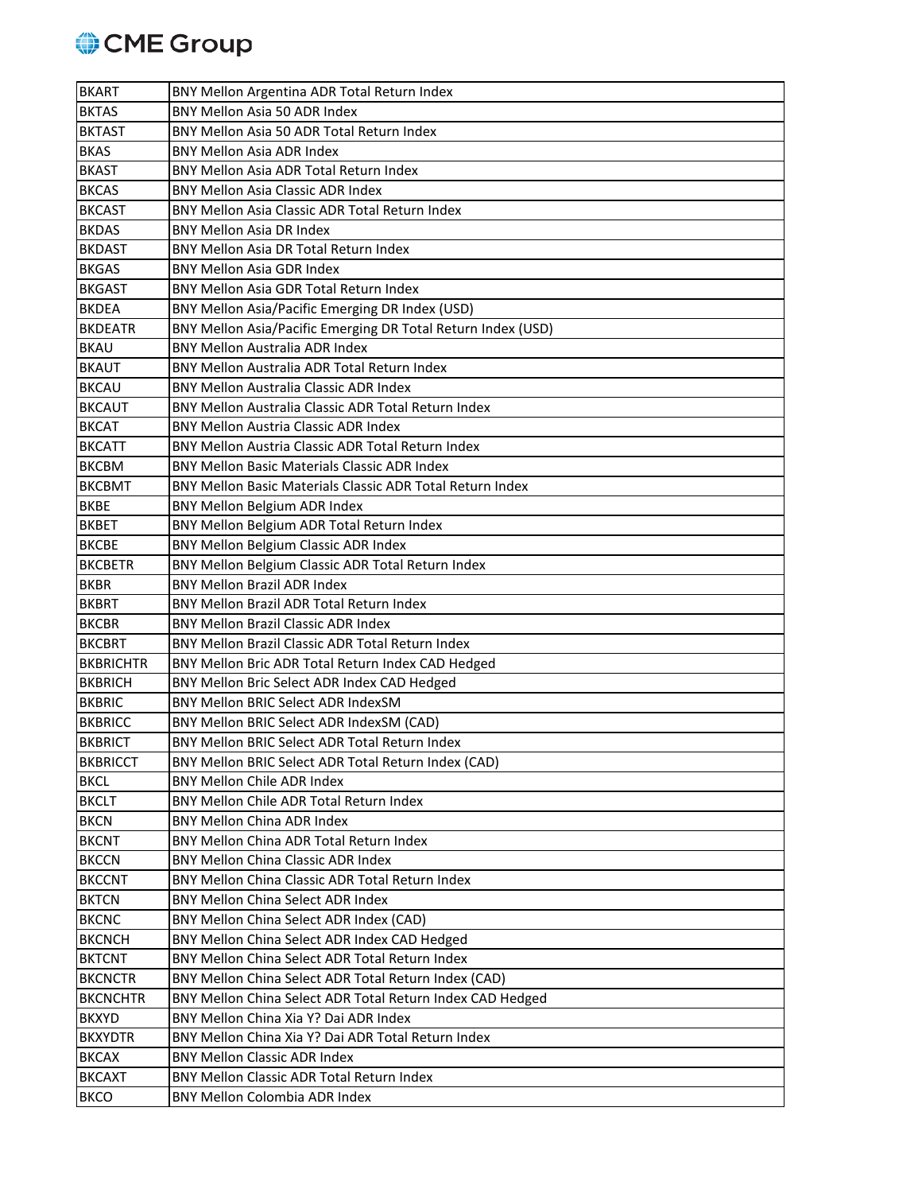| BKART | BNY Mellon Argentina ADR Total Return Index |
|---|---|
| BKTAS | BNY Mellon Asia 50 ADR Index |
| BKTAST | BNY Mellon Asia 50 ADR Total Return Index |
| BKAS | BNY Mellon Asia ADR Index |
| BKAST | BNY Mellon Asia ADR Total Return Index |
| BKCAS | BNY Mellon Asia Classic ADR Index |
| BKCAST | BNY Mellon Asia Classic ADR Total Return Index |
| BKDAS | BNY Mellon Asia DR Index |
| BKDAST | BNY Mellon Asia DR Total Return Index |
| BKGAS | BNY Mellon Asia GDR Index |
| BKGAST | BNY Mellon Asia GDR Total Return Index |
| BKDEA | BNY Mellon Asia/Pacific Emerging DR Index (USD) |
| BKDEATR | BNY Mellon Asia/Pacific Emerging DR Total Return Index (USD) |
| BKAU | BNY Mellon Australia ADR Index |
| BKAUT | BNY Mellon Australia ADR Total Return Index |
| BKCAU | BNY Mellon Australia Classic ADR Index |
| BKCAUT | BNY Mellon Australia Classic ADR Total Return Index |
| BKCAT | BNY Mellon Austria Classic ADR Index |
| BKCATT | BNY Mellon Austria Classic ADR Total Return Index |
| BKCBM | BNY Mellon Basic Materials Classic ADR Index |
| BKCBMT | BNY Mellon Basic Materials Classic ADR Total Return Index |
| BKBE | BNY Mellon Belgium ADR Index |
| BKBET | BNY Mellon Belgium ADR Total Return Index |
| BKCBE | BNY Mellon Belgium Classic ADR Index |
| BKCBETR | BNY Mellon Belgium Classic ADR Total Return Index |
| BKBR | BNY Mellon Brazil ADR Index |
| BKBRT | BNY Mellon Brazil ADR Total Return Index |
| BKCBR | BNY Mellon Brazil Classic ADR Index |
| BKCBRT | BNY Mellon Brazil Classic ADR Total Return Index |
| BKBRICHTR | BNY Mellon Bric ADR Total Return Index CAD Hedged |
| BKBRICH | BNY Mellon Bric Select ADR Index CAD Hedged |
| BKBRIC | BNY Mellon BRIC Select ADR IndexSM |
| BKBRICC | BNY Mellon BRIC Select ADR IndexSM (CAD) |
| BKBRICT | BNY Mellon BRIC Select ADR Total Return Index |
| BKBRICCT | BNY Mellon BRIC Select ADR Total Return Index (CAD) |
| BKCL | BNY Mellon Chile ADR Index |
| BKCLT | BNY Mellon Chile ADR Total Return Index |
| BKCN | BNY Mellon China ADR Index |
| BKCNT | BNY Mellon China ADR Total Return Index |
| BKCCN | BNY Mellon China Classic ADR Index |
| BKCCNT | BNY Mellon China Classic ADR Total Return Index |
| BKTCN | BNY Mellon China Select ADR Index |
| BKCNC | BNY Mellon China Select ADR Index (CAD) |
| BKCNCH | BNY Mellon China Select ADR Index CAD Hedged |
| BKTCNT | BNY Mellon China Select ADR Total Return Index |
| BKCNCTR | BNY Mellon China Select ADR Total Return Index (CAD) |
| BKCNCHTR | BNY Mellon China Select ADR Total Return Index CAD Hedged |
| BKXYD | BNY Mellon China Xia Y? Dai ADR Index |
| BKXYDTR | BNY Mellon China Xia Y? Dai ADR Total Return Index |
| BKCAX | BNY Mellon Classic ADR Index |
| BKCAXT | BNY Mellon Classic ADR Total Return Index |
| BKCO | BNY Mellon Colombia ADR Index |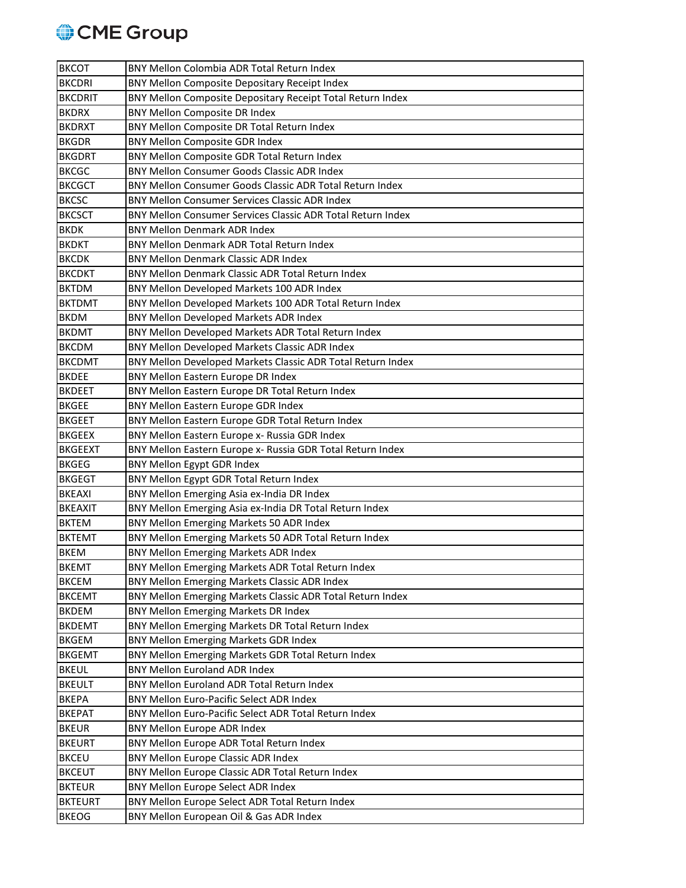| BKCOT | BNY Mellon Colombia ADR Total Return Index |
|---|---|
| BKCDRI | BNY Mellon Composite Depositary Receipt Index |
| BKCDRIT | BNY Mellon Composite Depositary Receipt Total Return Index |
| BKDRX | BNY Mellon Composite DR Index |
| BKDRXT | BNY Mellon Composite DR Total Return Index |
| BKGDR | BNY Mellon Composite GDR Index |
| BKGDRT | BNY Mellon Composite GDR Total Return Index |
| BKCGC | BNY Mellon Consumer Goods Classic ADR Index |
| BKCGCT | BNY Mellon Consumer Goods Classic ADR Total Return Index |
| BKCSC | BNY Mellon Consumer Services Classic ADR Index |
| BKCSCT | BNY Mellon Consumer Services Classic ADR Total Return Index |
| BKDK | BNY Mellon Denmark ADR Index |
| BKDKT | BNY Mellon Denmark ADR Total Return Index |
| BKCDK | BNY Mellon Denmark Classic ADR Index |
| BKCDKT | BNY Mellon Denmark Classic ADR Total Return Index |
| BKTDM | BNY Mellon Developed Markets 100 ADR Index |
| BKTDMT | BNY Mellon Developed Markets 100 ADR Total Return Index |
| BKDM | BNY Mellon Developed Markets ADR Index |
| BKDMT | BNY Mellon Developed Markets ADR Total Return Index |
| BKCDM | BNY Mellon Developed Markets Classic ADR Index |
| BKCDMT | BNY Mellon Developed Markets Classic ADR Total Return Index |
| BKDEE | BNY Mellon Eastern Europe DR Index |
| BKDEET | BNY Mellon Eastern Europe DR Total Return Index |
| BKGEE | BNY Mellon Eastern Europe GDR Index |
| BKGEET | BNY Mellon Eastern Europe GDR Total Return Index |
| BKGEEX | BNY Mellon Eastern Europe x- Russia GDR Index |
| BKGEEXT | BNY Mellon Eastern Europe x- Russia GDR Total Return Index |
| BKGEG | BNY Mellon Egypt GDR Index |
| BKGEGT | BNY Mellon Egypt GDR Total Return Index |
| BKEAXI | BNY Mellon Emerging Asia ex-India DR Index |
| BKEAXIT | BNY Mellon Emerging Asia ex-India DR Total Return Index |
| BKTEM | BNY Mellon Emerging Markets 50 ADR Index |
| BKTEMT | BNY Mellon Emerging Markets 50 ADR Total Return Index |
| BKEM | BNY Mellon Emerging Markets ADR Index |
| BKEMT | BNY Mellon Emerging Markets ADR Total Return Index |
| BKCEM | BNY Mellon Emerging Markets Classic ADR Index |
| BKCEMT | BNY Mellon Emerging Markets Classic ADR Total Return Index |
| BKDEM | BNY Mellon Emerging Markets DR Index |
| BKDEMT | BNY Mellon Emerging Markets DR Total Return Index |
| BKGEM | BNY Mellon Emerging Markets GDR Index |
| BKGEMT | BNY Mellon Emerging Markets GDR Total Return Index |
| BKEUL | BNY Mellon Euroland ADR Index |
| BKEULT | BNY Mellon Euroland ADR Total Return Index |
| BKEPA | BNY Mellon Euro-Pacific Select ADR Index |
| BKEPAT | BNY Mellon Euro-Pacific Select ADR Total Return Index |
| BKEUR | BNY Mellon Europe ADR Index |
| BKEURT | BNY Mellon Europe ADR Total Return Index |
| BKCEU | BNY Mellon Europe Classic ADR Index |
| BKCEUT | BNY Mellon Europe Classic ADR Total Return Index |
| BKTEUR | BNY Mellon Europe Select ADR Index |
| BKTEURT | BNY Mellon Europe Select ADR Total Return Index |
| BKEOG | BNY Mellon European Oil & Gas ADR Index |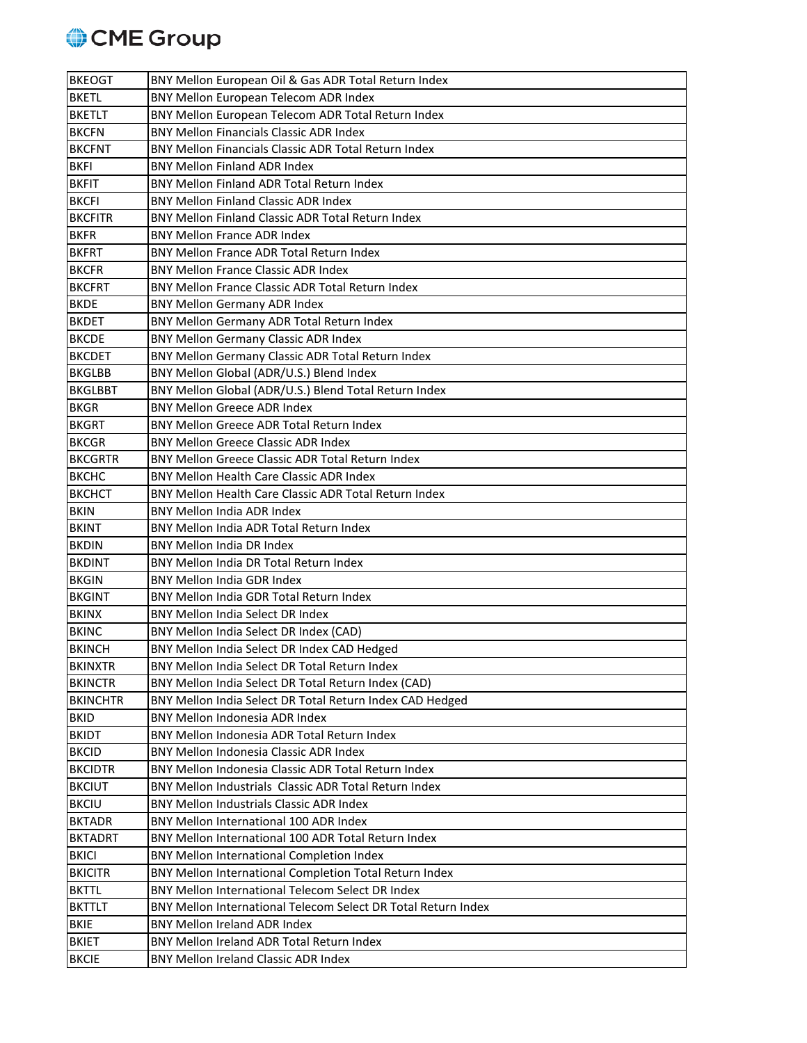| | |
|---|---|
| BKEOGT | BNY Mellon European Oil & Gas ADR Total Return Index |
| BKETL | BNY Mellon European Telecom ADR Index |
| BKETLT | BNY Mellon European Telecom ADR Total Return Index |
| BKCFN | BNY Mellon Financials Classic ADR Index |
| BKCFNT | BNY Mellon Financials Classic ADR Total Return Index |
| BKFI | BNY Mellon Finland ADR Index |
| BKFIT | BNY Mellon Finland ADR Total Return Index |
| BKCFI | BNY Mellon Finland Classic ADR Index |
| BKCFITR | BNY Mellon Finland Classic ADR Total Return Index |
| BKFR | BNY Mellon France ADR Index |
| BKFRT | BNY Mellon France ADR Total Return Index |
| BKCFR | BNY Mellon France Classic ADR Index |
| BKCFRT | BNY Mellon France Classic ADR Total Return Index |
| BKDE | BNY Mellon Germany ADR Index |
| BKDET | BNY Mellon Germany ADR Total Return Index |
| BKCDE | BNY Mellon Germany Classic ADR Index |
| BKCDET | BNY Mellon Germany Classic ADR Total Return Index |
| BKGLBB | BNY Mellon Global (ADR/U.S.) Blend Index |
| BKGLBBT | BNY Mellon Global (ADR/U.S.) Blend Total Return Index |
| BKGR | BNY Mellon Greece ADR Index |
| BKGRT | BNY Mellon Greece ADR Total Return Index |
| BKCGR | BNY Mellon Greece Classic ADR Index |
| BKCGRTR | BNY Mellon Greece Classic ADR Total Return Index |
| BKCHC | BNY Mellon Health Care Classic ADR Index |
| BKCHCT | BNY Mellon Health Care Classic ADR Total Return Index |
| BKIN | BNY Mellon India ADR Index |
| BKINT | BNY Mellon India ADR Total Return Index |
| BKDIN | BNY Mellon India DR Index |
| BKDINT | BNY Mellon India DR Total Return Index |
| BKGIN | BNY Mellon India GDR Index |
| BKGINT | BNY Mellon India GDR Total Return Index |
| BKINX | BNY Mellon India Select DR Index |
| BKINC | BNY Mellon India Select DR Index (CAD) |
| BKINCH | BNY Mellon India Select DR Index CAD Hedged |
| BKINXTR | BNY Mellon India Select DR Total Return Index |
| BKINCTR | BNY Mellon India Select DR Total Return Index (CAD) |
| BKINCHTR | BNY Mellon India Select DR Total Return Index CAD Hedged |
| BKID | BNY Mellon Indonesia ADR Index |
| BKIDT | BNY Mellon Indonesia ADR Total Return Index |
| BKCID | BNY Mellon Indonesia Classic ADR Index |
| BKCIDTR | BNY Mellon Indonesia Classic ADR Total Return Index |
| BKCIUT | BNY Mellon Industrials Classic ADR Total Return Index |
| BKCIU | BNY Mellon Industrials Classic ADR Index |
| BKTADR | BNY Mellon International 100 ADR Index |
| BKTADRT | BNY Mellon International 100 ADR Total Return Index |
| BKICI | BNY Mellon International Completion Index |
| BKICITR | BNY Mellon International Completion Total Return Index |
| BKTTL | BNY Mellon International Telecom Select DR Index |
| BKTTLT | BNY Mellon International Telecom Select DR Total Return Index |
| BKIE | BNY Mellon Ireland ADR Index |
| BKIET | BNY Mellon Ireland ADR Total Return Index |
| BKCIE | BNY Mellon Ireland Classic ADR Index |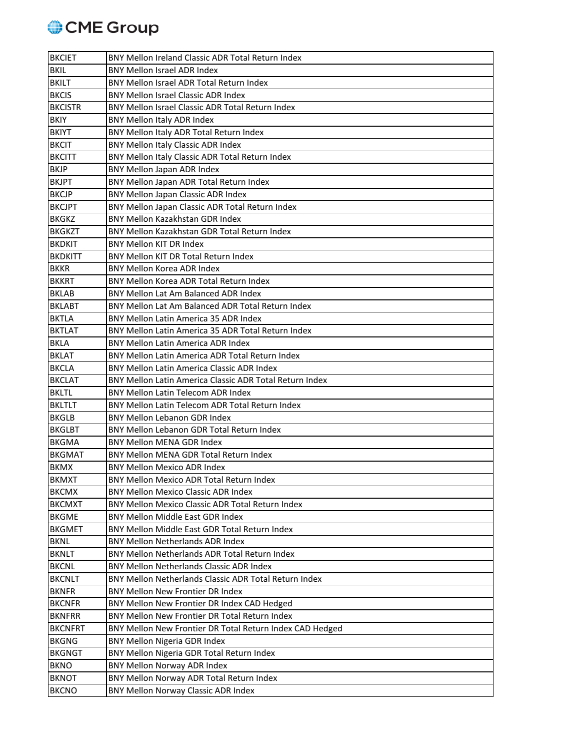| BKCIET | BNY Mellon Ireland Classic ADR Total Return Index |
|---|---|
| BKIL | BNY Mellon Israel ADR Index |
| BKILT | BNY Mellon Israel ADR Total Return Index |
| BKCIS | BNY Mellon Israel Classic ADR Index |
| BKCISTR | BNY Mellon Israel Classic ADR Total Return Index |
| BKIY | BNY Mellon Italy ADR Index |
| BKIYT | BNY Mellon Italy ADR Total Return Index |
| BKCIT | BNY Mellon Italy Classic ADR Index |
| BKCITT | BNY Mellon Italy Classic ADR Total Return Index |
| BKJP | BNY Mellon Japan ADR Index |
| BKJPT | BNY Mellon Japan ADR Total Return Index |
| BKCJP | BNY Mellon Japan Classic ADR Index |
| BKCJPT | BNY Mellon Japan Classic ADR Total Return Index |
| BKGKZ | BNY Mellon Kazakhstan GDR Index |
| BKGKZT | BNY Mellon Kazakhstan GDR Total Return Index |
| BKDKIT | BNY Mellon KIT DR Index |
| BKDKITT | BNY Mellon KIT DR Total Return Index |
| BKKR | BNY Mellon Korea ADR Index |
| BKKRT | BNY Mellon Korea ADR Total Return Index |
| BKLAB | BNY Mellon Lat Am Balanced ADR Index |
| BKLABT | BNY Mellon Lat Am Balanced ADR Total Return Index |
| BKTLA | BNY Mellon Latin America 35 ADR Index |
| BKTLAT | BNY Mellon Latin America 35 ADR Total Return Index |
| BKLA | BNY Mellon Latin America ADR Index |
| BKLAT | BNY Mellon Latin America ADR Total Return Index |
| BKCLA | BNY Mellon Latin America Classic ADR Index |
| BKCLAT | BNY Mellon Latin America Classic ADR Total Return Index |
| BKLTL | BNY Mellon Latin Telecom ADR Index |
| BKLTLT | BNY Mellon Latin Telecom ADR Total Return Index |
| BKGLB | BNY Mellon Lebanon GDR Index |
| BKGLBT | BNY Mellon Lebanon GDR Total Return Index |
| BKGMA | BNY Mellon MENA GDR Index |
| BKGMAT | BNY Mellon MENA GDR Total Return Index |
| BKMX | BNY Mellon Mexico ADR Index |
| BKMXT | BNY Mellon Mexico ADR Total Return Index |
| BKCMX | BNY Mellon Mexico Classic ADR Index |
| BKCMXT | BNY Mellon Mexico Classic ADR Total Return Index |
| BKGME | BNY Mellon Middle East GDR Index |
| BKGMET | BNY Mellon Middle East GDR Total Return Index |
| BKNL | BNY Mellon Netherlands ADR Index |
| BKNLT | BNY Mellon Netherlands ADR Total Return Index |
| BKCNL | BNY Mellon Netherlands Classic ADR Index |
| BKCNLT | BNY Mellon Netherlands Classic ADR Total Return Index |
| BKNFR | BNY Mellon New Frontier DR Index |
| BKCNFR | BNY Mellon New Frontier DR Index CAD Hedged |
| BKNFRR | BNY Mellon New Frontier DR Total Return Index |
| BKCNFRT | BNY Mellon New Frontier DR Total Return Index CAD Hedged |
| BKGNG | BNY Mellon Nigeria GDR Index |
| BKGNGT | BNY Mellon Nigeria GDR Total Return Index |
| BKNO | BNY Mellon Norway ADR Index |
| BKNOT | BNY Mellon Norway ADR Total Return Index |
| BKCNO | BNY Mellon Norway Classic ADR Index |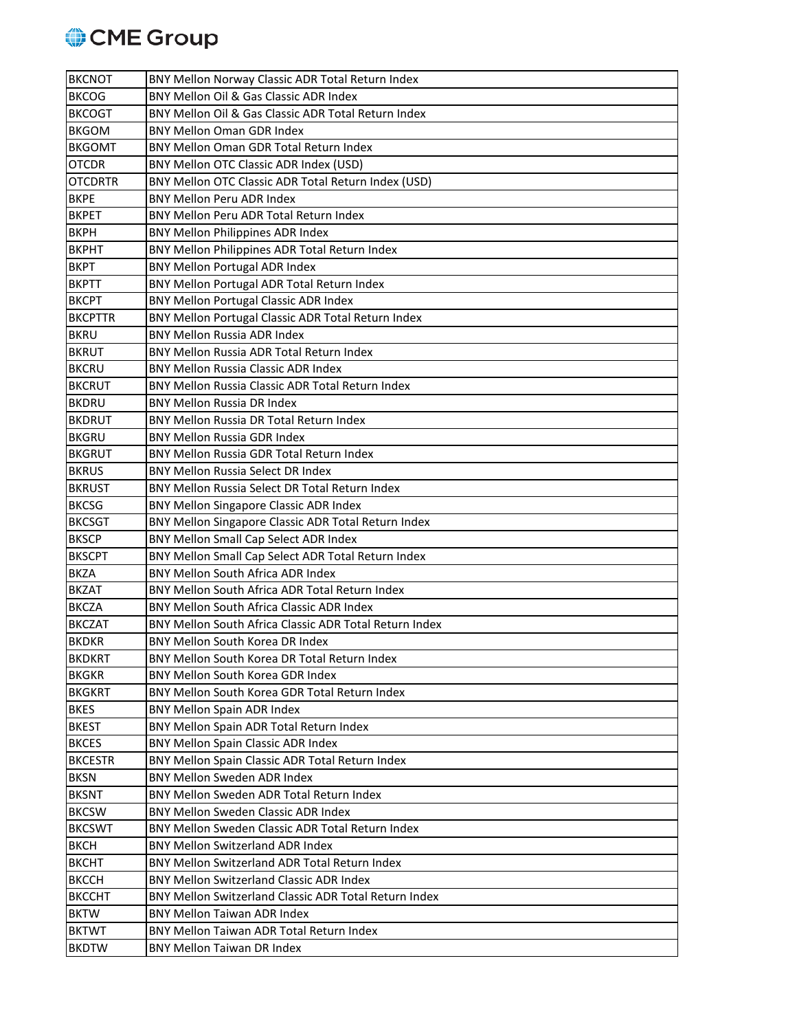| | |
|---|---|
| BKCNOT | BNY Mellon Norway Classic ADR Total Return Index |
| BKCOG | BNY Mellon Oil & Gas Classic ADR Index |
| BKCOGT | BNY Mellon Oil & Gas Classic ADR Total Return Index |
| BKGOM | BNY Mellon Oman GDR Index |
| BKGOMT | BNY Mellon Oman GDR Total Return Index |
| OTCDR | BNY Mellon OTC Classic ADR Index (USD) |
| OTCDRTR | BNY Mellon OTC Classic ADR Total Return Index (USD) |
| BKPE | BNY Mellon Peru ADR Index |
| BKPET | BNY Mellon Peru ADR Total Return Index |
| BKPH | BNY Mellon Philippines ADR Index |
| BKPHT | BNY Mellon Philippines ADR Total Return Index |
| BKPT | BNY Mellon Portugal ADR Index |
| BKPTT | BNY Mellon Portugal ADR Total Return Index |
| BKCPT | BNY Mellon Portugal Classic ADR Index |
| BKCPTTR | BNY Mellon Portugal Classic ADR Total Return Index |
| BKRU | BNY Mellon Russia ADR Index |
| BKRUT | BNY Mellon Russia ADR Total Return Index |
| BKCRU | BNY Mellon Russia Classic ADR Index |
| BKCRUT | BNY Mellon Russia Classic ADR Total Return Index |
| BKDRU | BNY Mellon Russia DR Index |
| BKDRUT | BNY Mellon Russia DR Total Return Index |
| BKGRU | BNY Mellon Russia GDR Index |
| BKGRUT | BNY Mellon Russia GDR Total Return Index |
| BKRUS | BNY Mellon Russia Select DR Index |
| BKRUST | BNY Mellon Russia Select DR Total Return Index |
| BKCSG | BNY Mellon Singapore Classic ADR Index |
| BKCSGT | BNY Mellon Singapore Classic ADR Total Return Index |
| BKSCP | BNY Mellon Small Cap Select ADR Index |
| BKSCPT | BNY Mellon Small Cap Select ADR Total Return Index |
| BKZA | BNY Mellon South Africa ADR Index |
| BKZAT | BNY Mellon South Africa ADR Total Return Index |
| BKCZA | BNY Mellon South Africa Classic ADR Index |
| BKCZAT | BNY Mellon South Africa Classic ADR Total Return Index |
| BKDKR | BNY Mellon South Korea DR Index |
| BKDKRT | BNY Mellon South Korea DR Total Return Index |
| BKGKR | BNY Mellon South Korea GDR Index |
| BKGKRT | BNY Mellon South Korea GDR Total Return Index |
| BKES | BNY Mellon Spain ADR Index |
| BKEST | BNY Mellon Spain ADR Total Return Index |
| BKCES | BNY Mellon Spain Classic ADR Index |
| BKCESTR | BNY Mellon Spain Classic ADR Total Return Index |
| BKSN | BNY Mellon Sweden ADR Index |
| BKSNT | BNY Mellon Sweden ADR Total Return Index |
| BKCSW | BNY Mellon Sweden Classic ADR Index |
| BKCSWT | BNY Mellon Sweden Classic ADR Total Return Index |
| BKCH | BNY Mellon Switzerland ADR Index |
| BKCHT | BNY Mellon Switzerland ADR Total Return Index |
| BKCCH | BNY Mellon Switzerland Classic ADR Index |
| BKCCHT | BNY Mellon Switzerland Classic ADR Total Return Index |
| BKTW | BNY Mellon Taiwan ADR Index |
| BKTWT | BNY Mellon Taiwan ADR Total Return Index |
| BKDTW | BNY Mellon Taiwan DR Index |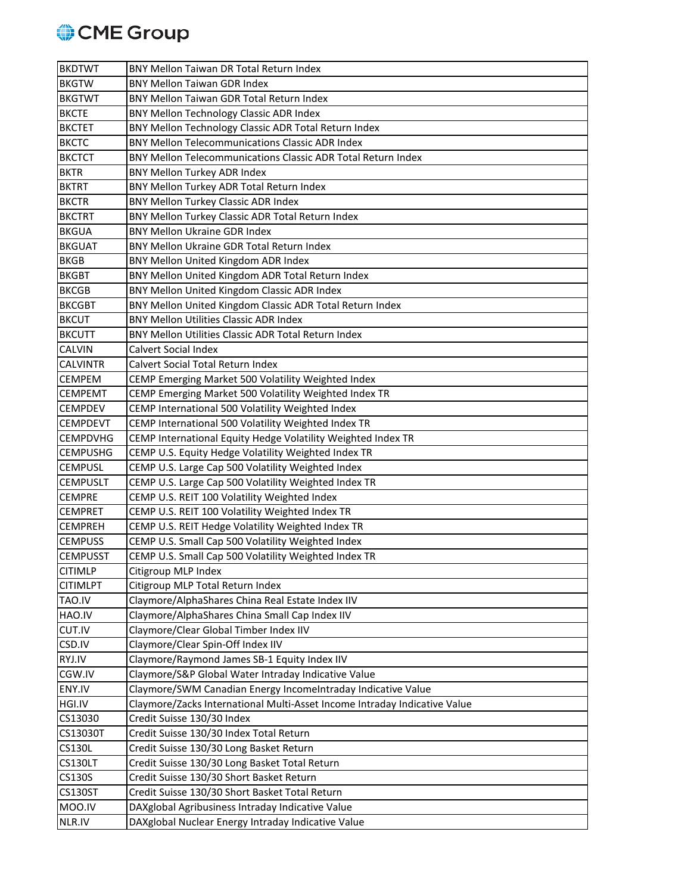| BKDTWT | BNY Mellon Taiwan DR Total Return Index |
|---|---|
| BKGTW | BNY Mellon Taiwan GDR Index |
| BKGTWT | BNY Mellon Taiwan GDR Total Return Index |
| BKCTE | BNY Mellon Technology Classic ADR Index |
| BKCTET | BNY Mellon Technology Classic ADR Total Return Index |
| BKCTC | BNY Mellon Telecommunications Classic ADR Index |
| BKCTCT | BNY Mellon Telecommunications Classic ADR Total Return Index |
| BKTR | BNY Mellon Turkey ADR Index |
| BKTRT | BNY Mellon Turkey ADR Total Return Index |
| BKCTR | BNY Mellon Turkey Classic ADR Index |
| BKCTRT | BNY Mellon Turkey Classic ADR Total Return Index |
| BKGUA | BNY Mellon Ukraine GDR Index |
| BKGUAT | BNY Mellon Ukraine GDR Total Return Index |
| BKGB | BNY Mellon United Kingdom ADR Index |
| BKGBT | BNY Mellon United Kingdom ADR Total Return Index |
| BKCGB | BNY Mellon United Kingdom Classic ADR Index |
| BKCGBT | BNY Mellon United Kingdom Classic ADR Total Return Index |
| BKCUT | BNY Mellon Utilities Classic ADR Index |
| BKCUTT | BNY Mellon Utilities Classic ADR Total Return Index |
| CALVIN | Calvert Social Index |
| CALVINTR | Calvert Social Total Return Index |
| CEMPEM | CEMP Emerging Market 500 Volatility Weighted Index |
| CEMPEMT | CEMP Emerging Market 500 Volatility Weighted Index TR |
| CEMPDEV | CEMP International 500 Volatility Weighted Index |
| CEMPDEVT | CEMP International 500 Volatility Weighted Index TR |
| CEMPDVHG | CEMP International Equity Hedge Volatility Weighted Index TR |
| CEMPUSHG | CEMP U.S. Equity Hedge Volatility Weighted Index TR |
| CEMPUSL | CEMP U.S. Large Cap 500 Volatility Weighted Index |
| CEMPUSLT | CEMP U.S. Large Cap 500 Volatility Weighted Index TR |
| CEMPRE | CEMP U.S. REIT 100 Volatility Weighted Index |
| CEMPRET | CEMP U.S. REIT 100 Volatility Weighted Index TR |
| CEMPREH | CEMP U.S. REIT Hedge Volatility Weighted Index TR |
| CEMPUSS | CEMP U.S. Small Cap 500 Volatility Weighted Index |
| CEMPUSST | CEMP U.S. Small Cap 500 Volatility Weighted Index TR |
| CITIMLP | Citigroup MLP Index |
| CITIMLPT | Citigroup MLP Total Return Index |
| TAO.IV | Claymore/AlphaShares China Real Estate Index IIV |
| HAO.IV | Claymore/AlphaShares China Small Cap Index IIV |
| CUT.IV | Claymore/Clear Global Timber Index IIV |
| CSD.IV | Claymore/Clear Spin-Off Index IIV |
| RYJ.IV | Claymore/Raymond James SB-1 Equity Index IIV |
| CGW.IV | Claymore/S&P Global Water Intraday Indicative Value |
| ENY.IV | Claymore/SWM Canadian Energy IncomeIntraday Indicative Value |
| HGI.IV | Claymore/Zacks International Multi-Asset Income Intraday Indicative Value |
| CS13030 | Credit Suisse 130/30 Index |
| CS13030T | Credit Suisse 130/30 Index Total Return |
| CS130L | Credit Suisse 130/30 Long Basket Return |
| CS130LT | Credit Suisse 130/30 Long Basket Total Return |
| CS130S | Credit Suisse 130/30 Short Basket Return |
| CS130ST | Credit Suisse 130/30 Short Basket Total Return |
| MOO.IV | DAXglobal Agribusiness Intraday Indicative Value |
| NLR.IV | DAXglobal Nuclear Energy Intraday Indicative Value |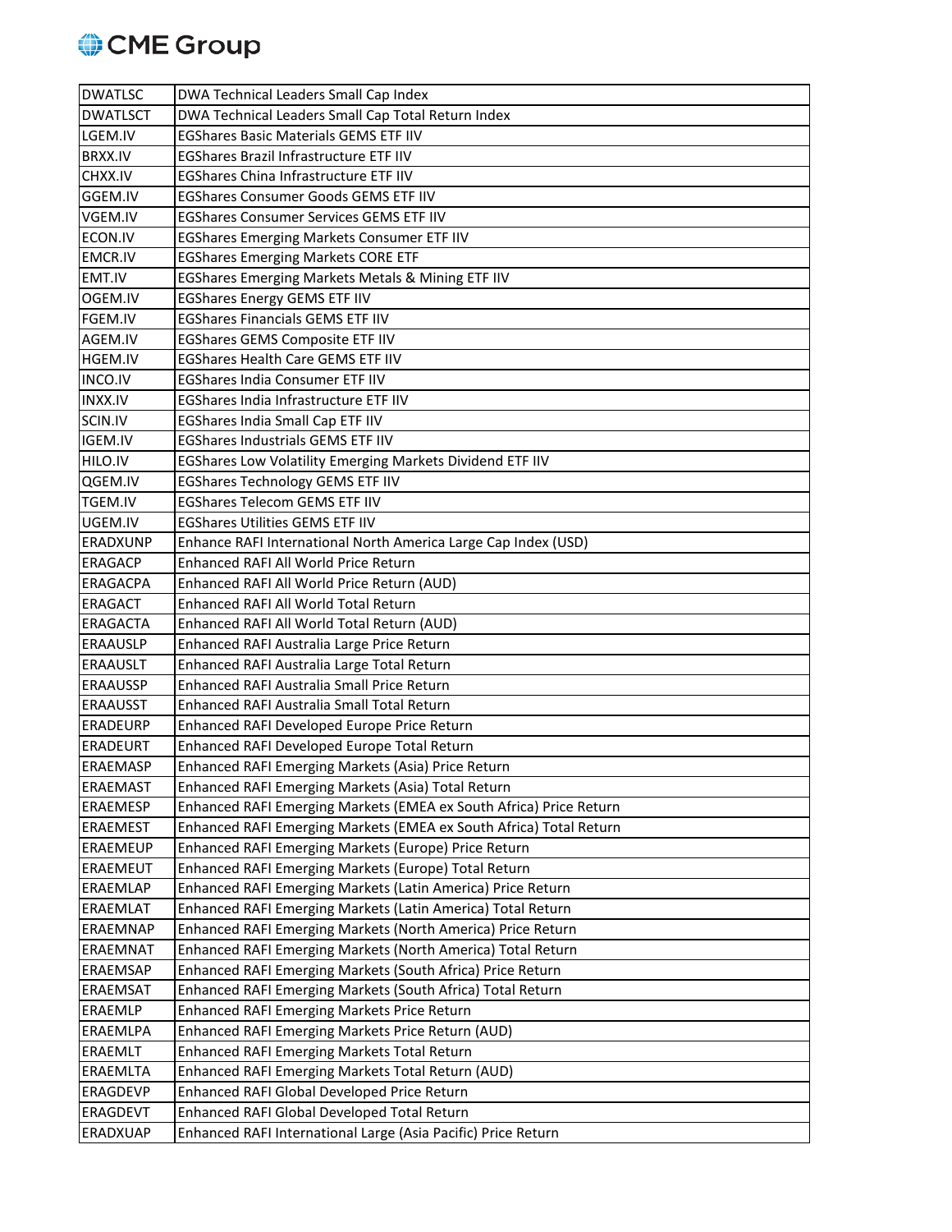| DWATLSC | DWA Technical Leaders Small Cap Index |
|---|---|
| DWATLSCT | DWA Technical Leaders Small Cap Total Return Index |
| LGEM.IV | EGShares Basic Materials GEMS ETF IIV |
| BRXX.IV | EGShares Brazil Infrastructure ETF IIV |
| CHXX.IV | EGShares China Infrastructure ETF IIV |
| GGEM.IV | EGShares Consumer Goods GEMS ETF IIV |
| VGEM.IV | EGShares Consumer Services GEMS ETF IIV |
| ECON.IV | EGShares Emerging Markets Consumer ETF IIV |
| EMCR.IV | EGShares Emerging Markets CORE ETF |
| EMT.IV | EGShares Emerging Markets Metals & Mining ETF IIV |
| OGEM.IV | EGShares Energy GEMS ETF IIV |
| FGEM.IV | EGShares Financials GEMS ETF IIV |
| AGEM.IV | EGShares GEMS Composite ETF IIV |
| HGEM.IV | EGShares Health Care GEMS ETF IIV |
| INCO.IV | EGShares India Consumer ETF IIV |
| INXX.IV | EGShares India Infrastructure ETF IIV |
| SCIN.IV | EGShares India Small Cap ETF IIV |
| IGEM.IV | EGShares Industrials GEMS ETF IIV |
| HILO.IV | EGShares Low Volatility Emerging Markets Dividend ETF IIV |
| QGEM.IV | EGShares Technology GEMS ETF IIV |
| TGEM.IV | EGShares Telecom GEMS ETF IIV |
| UGEM.IV | EGShares Utilities GEMS ETF IIV |
| ERADXUNP | Enhance RAFI International North America Large Cap Index (USD) |
| ERAGACP | Enhanced RAFI All World Price Return |
| ERAGACPA | Enhanced RAFI All World Price Return (AUD) |
| ERAGACT | Enhanced RAFI All World Total Return |
| ERAGACTA | Enhanced RAFI All World Total Return (AUD) |
| ERAAUSLP | Enhanced RAFI Australia Large Price Return |
| ERAAUSLT | Enhanced RAFI Australia Large Total Return |
| ERAAUSSP | Enhanced RAFI Australia Small Price Return |
| ERAAUSST | Enhanced RAFI Australia Small Total Return |
| ERADEURP | Enhanced RAFI Developed Europe Price Return |
| ERADEURT | Enhanced RAFI Developed Europe Total Return |
| ERAEMASP | Enhanced RAFI Emerging Markets (Asia) Price Return |
| ERAEMAST | Enhanced RAFI Emerging Markets (Asia) Total Return |
| ERAEMESP | Enhanced RAFI Emerging Markets (EMEA ex South Africa) Price Return |
| ERAEMEST | Enhanced RAFI Emerging Markets (EMEA ex South Africa) Total Return |
| ERAEMEUP | Enhanced RAFI Emerging Markets (Europe) Price Return |
| ERAEMEUT | Enhanced RAFI Emerging Markets (Europe) Total Return |
| ERAEMLAP | Enhanced RAFI Emerging Markets (Latin America) Price Return |
| ERAEMLAT | Enhanced RAFI Emerging Markets (Latin America) Total Return |
| ERAEMNAP | Enhanced RAFI Emerging Markets (North America) Price Return |
| ERAEMNAT | Enhanced RAFI Emerging Markets (North America) Total Return |
| ERAEMSAP | Enhanced RAFI Emerging Markets (South Africa) Price Return |
| ERAEMSAT | Enhanced RAFI Emerging Markets (South Africa) Total Return |
| ERAEMLP | Enhanced RAFI Emerging Markets Price Return |
| ERAEMLPA | Enhanced RAFI Emerging Markets Price Return (AUD) |
| ERAEMLT | Enhanced RAFI Emerging Markets Total Return |
| ERAEMLTA | Enhanced RAFI Emerging Markets Total Return (AUD) |
| ERAGDEVP | Enhanced RAFI Global Developed Price Return |
| ERAGDEVT | Enhanced RAFI Global Developed Total Return |
| ERADXUAP | Enhanced RAFI International Large (Asia Pacific) Price Return |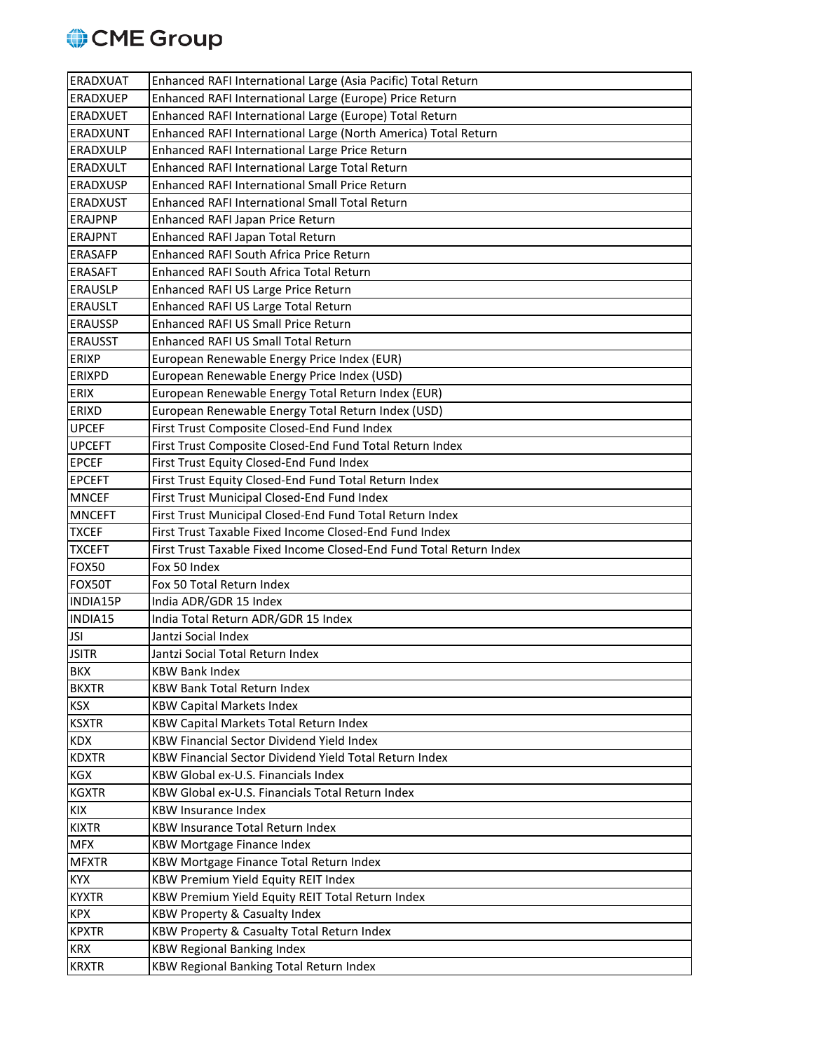| ERADXUAT | Enhanced RAFI International Large (Asia Pacific) Total Return |
|---|---|
| ERADXUEP | Enhanced RAFI International Large (Europe) Price Return |
| ERADXUET | Enhanced RAFI International Large (Europe) Total Return |
| ERADXUNT | Enhanced RAFI International Large (North America) Total Return |
| ERADXULP | Enhanced RAFI International Large Price Return |
| ERADXULT | Enhanced RAFI International Large Total Return |
| ERADXUSP | Enhanced RAFI International Small Price Return |
| ERADXUST | Enhanced RAFI International Small Total Return |
| ERAJPNP | Enhanced RAFI Japan Price Return |
| ERAJPNT | Enhanced RAFI Japan Total Return |
| ERASAFP | Enhanced RAFI South Africa Price Return |
| ERASAFT | Enhanced RAFI South Africa Total Return |
| ERAUSLP | Enhanced RAFI US Large Price Return |
| ERAUSLT | Enhanced RAFI US Large Total Return |
| ERAUSSP | Enhanced RAFI US Small Price Return |
| ERAUSST | Enhanced RAFI US Small Total Return |
| ERIXP | European Renewable Energy Price Index (EUR) |
| ERIXPD | European Renewable Energy Price Index (USD) |
| ERIX | European Renewable Energy Total Return Index (EUR) |
| ERIXD | European Renewable Energy Total Return Index (USD) |
| UPCEF | First Trust Composite Closed-End Fund Index |
| UPCEFT | First Trust Composite Closed-End Fund Total Return Index |
| EPCEF | First Trust Equity Closed-End Fund Index |
| EPCEFT | First Trust Equity Closed-End Fund Total Return Index |
| MNCEF | First Trust Municipal Closed-End Fund Index |
| MNCEFT | First Trust Municipal Closed-End Fund Total Return Index |
| TXCEF | First Trust Taxable Fixed Income Closed-End Fund Index |
| TXCEFT | First Trust Taxable Fixed Income Closed-End Fund Total Return Index |
| FOX50 | Fox 50 Index |
| FOX50T | Fox 50 Total Return Index |
| INDIA15P | India ADR/GDR 15 Index |
| INDIA15 | India Total Return ADR/GDR 15 Index |
| JSI | Jantzi Social Index |
| JSITR | Jantzi Social Total Return Index |
| BKX | KBW Bank Index |
| BKXTR | KBW Bank Total Return Index |
| KSX | KBW Capital Markets Index |
| KSXTR | KBW Capital Markets Total Return Index |
| KDX | KBW Financial Sector Dividend Yield Index |
| KDXTR | KBW Financial Sector Dividend Yield Total Return Index |
| KGX | KBW Global ex-U.S. Financials Index |
| KGXTR | KBW Global ex-U.S. Financials Total Return Index |
| KIX | KBW Insurance Index |
| KIXTR | KBW Insurance Total Return Index |
| MFX | KBW Mortgage Finance Index |
| MFXTR | KBW Mortgage Finance Total Return Index |
| KYX | KBW Premium Yield Equity REIT Index |
| KYXTR | KBW Premium Yield Equity REIT Total Return Index |
| KPX | KBW Property & Casualty Index |
| KPXTR | KBW Property & Casualty Total Return Index |
| KRX | KBW Regional Banking Index |
| KRXTR | KBW Regional Banking Total Return Index |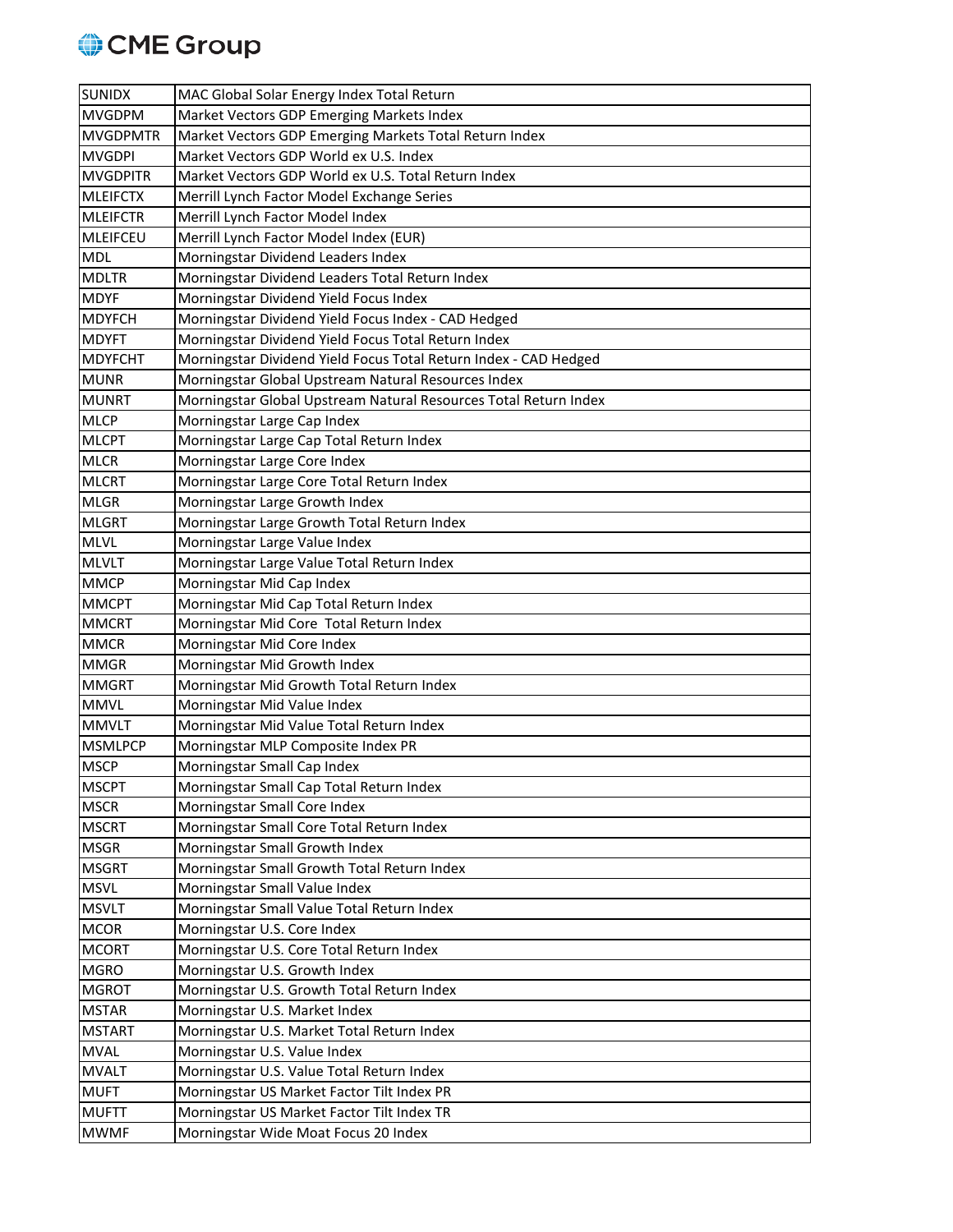| SUNIDX | MAC Global Solar Energy Index Total Return |
| --- | --- |
| MVGDPM | Market Vectors GDP Emerging Markets Index |
| MVGDPMTR | Market Vectors GDP Emerging Markets Total Return Index |
| MVGDPI | Market Vectors GDP World ex U.S. Index |
| MVGDPITR | Market Vectors GDP World ex U.S. Total Return Index |
| MLEIFCTX | Merrill Lynch Factor Model Exchange Series |
| MLEIFCTR | Merrill Lynch Factor Model Index |
| MLEIFCEU | Merrill Lynch Factor Model Index (EUR) |
| MDL | Morningstar Dividend Leaders Index |
| MDLTR | Morningstar Dividend Leaders Total Return Index |
| MDYF | Morningstar Dividend Yield Focus Index |
| MDYFCH | Morningstar Dividend Yield Focus Index - CAD Hedged |
| MDYFT | Morningstar Dividend Yield Focus Total Return Index |
| MDYFCHT | Morningstar Dividend Yield Focus Total Return Index - CAD Hedged |
| MUNR | Morningstar Global Upstream Natural Resources Index |
| MUNRT | Morningstar Global Upstream Natural Resources Total Return Index |
| MLCP | Morningstar Large Cap Index |
| MLCPT | Morningstar Large Cap Total Return Index |
| MLCR | Morningstar Large Core Index |
| MLCRT | Morningstar Large Core Total Return Index |
| MLGR | Morningstar Large Growth Index |
| MLGRT | Morningstar Large Growth Total Return Index |
| MLVL | Morningstar Large Value Index |
| MLVLT | Morningstar Large Value Total Return Index |
| MMCP | Morningstar Mid Cap Index |
| MMCPT | Morningstar Mid Cap Total Return Index |
| MMCRT | Morningstar Mid Core  Total Return Index |
| MMCR | Morningstar Mid Core Index |
| MMGR | Morningstar Mid Growth Index |
| MMGRT | Morningstar Mid Growth Total Return Index |
| MMVL | Morningstar Mid Value Index |
| MMVLT | Morningstar Mid Value Total Return Index |
| MSMLPCP | Morningstar MLP Composite Index PR |
| MSCP | Morningstar Small Cap Index |
| MSCPT | Morningstar Small Cap Total Return Index |
| MSCR | Morningstar Small Core Index |
| MSCRT | Morningstar Small Core Total Return Index |
| MSGR | Morningstar Small Growth Index |
| MSGRT | Morningstar Small Growth Total Return Index |
| MSVL | Morningstar Small Value Index |
| MSVLT | Morningstar Small Value Total Return Index |
| MCOR | Morningstar U.S. Core Index |
| MCORT | Morningstar U.S. Core Total Return Index |
| MGRO | Morningstar U.S. Growth Index |
| MGROT | Morningstar U.S. Growth Total Return Index |
| MSTAR | Morningstar U.S. Market Index |
| MSTART | Morningstar U.S. Market Total Return Index |
| MVAL | Morningstar U.S. Value Index |
| MVALT | Morningstar U.S. Value Total Return Index |
| MUFT | Morningstar US Market Factor Tilt Index PR |
| MUFTT | Morningstar US Market Factor Tilt Index TR |
| MWMF | Morningstar Wide Moat Focus 20 Index |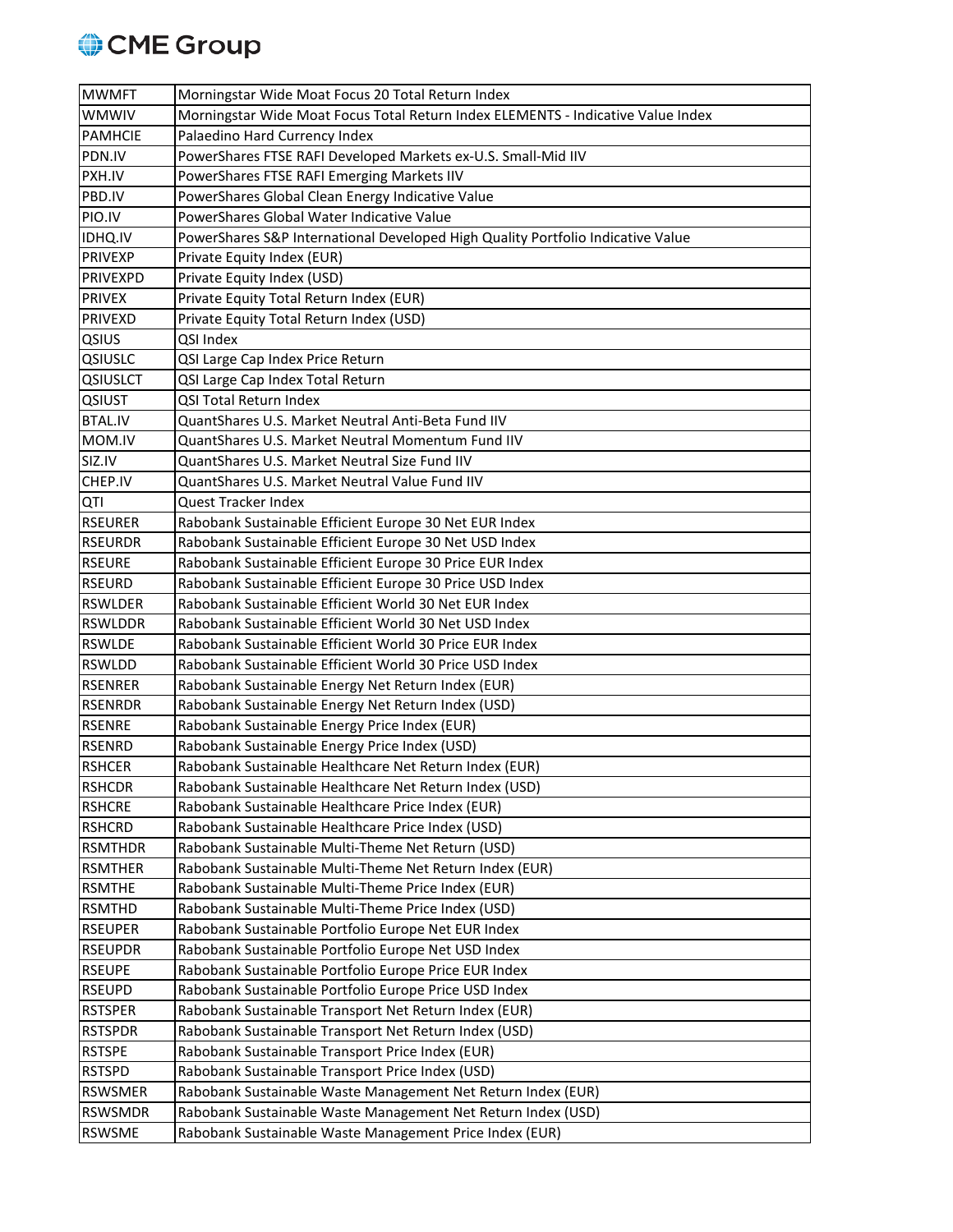| MWMFT | Morningstar Wide Moat Focus 20 Total Return Index |
|---|---|
| WMWIV | Morningstar Wide Moat Focus Total Return Index ELEMENTS - Indicative Value Index |
| PAMHCIE | Palaedino Hard Currency Index |
| PDN.IV | PowerShares FTSE RAFI Developed Markets ex-U.S. Small-Mid IIV |
| PXH.IV | PowerShares FTSE RAFI Emerging Markets IIV |
| PBD.IV | PowerShares Global Clean Energy Indicative Value |
| PIO.IV | PowerShares Global Water Indicative Value |
| IDHQ.IV | PowerShares S&P International Developed High Quality Portfolio Indicative Value |
| PRIVEXP | Private Equity Index (EUR) |
| PRIVEXPD | Private Equity Index (USD) |
| PRIVEX | Private Equity Total Return Index (EUR) |
| PRIVEXD | Private Equity Total Return Index (USD) |
| QSIUS | QSI Index |
| QSIUSLC | QSI Large Cap Index Price Return |
| QSIUSLCT | QSI Large Cap Index Total Return |
| QSIUST | QSI Total Return Index |
| BTAL.IV | QuantShares U.S. Market Neutral Anti-Beta Fund IIV |
| MOM.IV | QuantShares U.S. Market Neutral Momentum Fund IIV |
| SIZ.IV | QuantShares U.S. Market Neutral Size Fund IIV |
| CHEP.IV | QuantShares U.S. Market Neutral Value Fund IIV |
| QTI | Quest Tracker Index |
| RSEURER | Rabobank Sustainable Efficient Europe 30 Net EUR Index |
| RSEURDR | Rabobank Sustainable Efficient Europe 30 Net USD Index |
| RSEURE | Rabobank Sustainable Efficient Europe 30 Price EUR Index |
| RSEURD | Rabobank Sustainable Efficient Europe 30 Price USD Index |
| RSWLDER | Rabobank Sustainable Efficient World 30 Net EUR Index |
| RSWLDDR | Rabobank Sustainable Efficient World 30 Net USD Index |
| RSWLDE | Rabobank Sustainable Efficient World 30 Price EUR Index |
| RSWLDD | Rabobank Sustainable Efficient World 30 Price USD Index |
| RSENRER | Rabobank Sustainable Energy Net Return Index (EUR) |
| RSENRDR | Rabobank Sustainable Energy Net Return Index (USD) |
| RSENRE | Rabobank Sustainable Energy Price Index (EUR) |
| RSENRD | Rabobank Sustainable Energy Price Index (USD) |
| RSHCER | Rabobank Sustainable Healthcare Net Return Index (EUR) |
| RSHCDR | Rabobank Sustainable Healthcare Net Return Index (USD) |
| RSHCRE | Rabobank Sustainable Healthcare Price Index (EUR) |
| RSHCRD | Rabobank Sustainable Healthcare Price Index (USD) |
| RSMTHDR | Rabobank Sustainable Multi-Theme Net Return (USD) |
| RSMTHER | Rabobank Sustainable Multi-Theme Net Return Index (EUR) |
| RSMTHE | Rabobank Sustainable Multi-Theme Price Index (EUR) |
| RSMTHD | Rabobank Sustainable Multi-Theme Price Index (USD) |
| RSEUPER | Rabobank Sustainable Portfolio Europe Net EUR Index |
| RSEUPDR | Rabobank Sustainable Portfolio Europe Net USD Index |
| RSEUPE | Rabobank Sustainable Portfolio Europe Price EUR Index |
| RSEUPD | Rabobank Sustainable Portfolio Europe Price USD Index |
| RSTSPER | Rabobank Sustainable Transport Net Return Index (EUR) |
| RSTSPDR | Rabobank Sustainable Transport Net Return Index (USD) |
| RSTSPE | Rabobank Sustainable Transport Price Index (EUR) |
| RSTSPD | Rabobank Sustainable Transport Price Index (USD) |
| RSWSMER | Rabobank Sustainable Waste Management Net Return Index (EUR) |
| RSWSMDR | Rabobank Sustainable Waste Management Net Return Index (USD) |
| RSWSME | Rabobank Sustainable Waste Management Price Index (EUR) |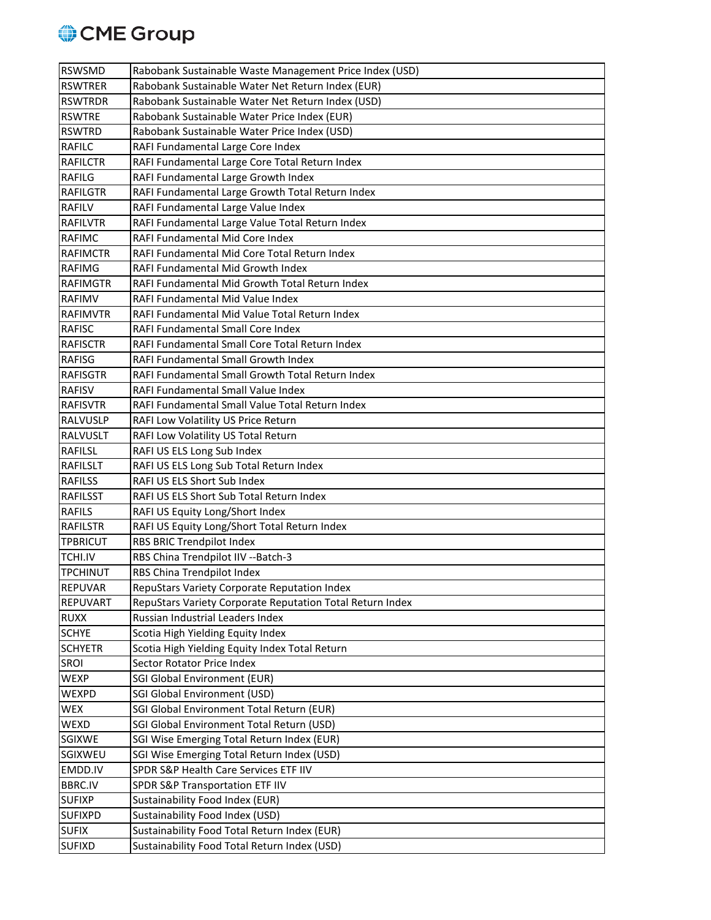| | |
|---|---|
| RSWSMD | Rabobank Sustainable Waste Management Price Index (USD) |
| RSWTRER | Rabobank Sustainable Water Net Return Index (EUR) |
| RSWTRDR | Rabobank Sustainable Water Net Return Index (USD) |
| RSWTRE | Rabobank Sustainable Water Price Index (EUR) |
| RSWTRD | Rabobank Sustainable Water Price Index (USD) |
| RAFILC | RAFI Fundamental Large Core Index |
| RAFILCTR | RAFI Fundamental Large Core Total Return Index |
| RAFILG | RAFI Fundamental Large Growth Index |
| RAFILGTR | RAFI Fundamental Large Growth Total Return Index |
| RAFILV | RAFI Fundamental Large Value Index |
| RAFILVTR | RAFI Fundamental Large Value Total Return Index |
| RAFIMC | RAFI Fundamental Mid Core Index |
| RAFIMCTR | RAFI Fundamental Mid Core Total Return Index |
| RAFIMG | RAFI Fundamental Mid Growth Index |
| RAFIMGTR | RAFI Fundamental Mid Growth Total Return Index |
| RAFIMV | RAFI Fundamental Mid Value Index |
| RAFIMVTR | RAFI Fundamental Mid Value Total Return Index |
| RAFISC | RAFI Fundamental Small Core Index |
| RAFISCTR | RAFI Fundamental Small Core Total Return Index |
| RAFISG | RAFI Fundamental Small Growth Index |
| RAFISGTR | RAFI Fundamental Small Growth Total Return Index |
| RAFISV | RAFI Fundamental Small Value Index |
| RAFISVTR | RAFI Fundamental Small Value Total Return Index |
| RALVUSLP | RAFI Low Volatility US Price Return |
| RALVUSLT | RAFI Low Volatility US Total Return |
| RAFILSL | RAFI US ELS Long Sub Index |
| RAFILSLT | RAFI US ELS Long Sub Total Return Index |
| RAFILSS | RAFI US ELS Short Sub Index |
| RAFILSST | RAFI US ELS Short Sub Total Return Index |
| RAFILS | RAFI US Equity Long/Short Index |
| RAFILSTR | RAFI US Equity Long/Short Total Return Index |
| TPBRICUT | RBS BRIC Trendpilot Index |
| TCHI.IV | RBS China Trendpilot IIV --Batch-3 |
| TPCHINUT | RBS China Trendpilot Index |
| REPUVAR | RepuStars Variety Corporate Reputation Index |
| REPUVART | RepuStars Variety Corporate Reputation Total Return Index |
| RUXX | Russian Industrial Leaders Index |
| SCHYE | Scotia High Yielding Equity Index |
| SCHYETR | Scotia High Yielding Equity Index Total Return |
| SROI | Sector Rotator Price Index |
| WEXP | SGI Global Environment (EUR) |
| WEXPD | SGI Global Environment (USD) |
| WEX | SGI Global Environment Total Return (EUR) |
| WEXD | SGI Global Environment Total Return (USD) |
| SGIXWE | SGI Wise Emerging Total Return Index (EUR) |
| SGIXWEU | SGI Wise Emerging Total Return Index (USD) |
| EMDD.IV | SPDR S&P Health Care Services ETF IIV |
| BBRC.IV | SPDR S&P Transportation ETF IIV |
| SUFIXP | Sustainability Food Index (EUR) |
| SUFIXPD | Sustainability Food Index (USD) |
| SUFIX | Sustainability Food Total Return Index (EUR) |
| SUFIXD | Sustainability Food Total Return Index (USD) |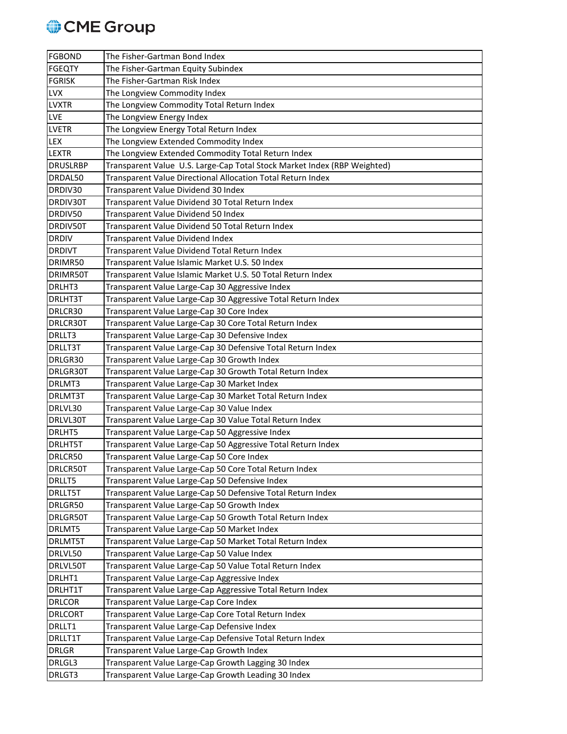| | |
|---|---|
| FGBOND | The Fisher-Gartman Bond Index |
| FGEQTY | The Fisher-Gartman Equity Subindex |
| FGRISK | The Fisher-Gartman Risk Index |
| LVX | The Longview Commodity Index |
| LVXTR | The Longview Commodity Total Return Index |
| LVE | The Longview Energy Index |
| LVETR | The Longview Energy Total Return Index |
| LEX | The Longview Extended Commodity Index |
| LEXTR | The Longview Extended Commodity Total Return Index |
| DRUSLRBP | Transparent Value  U.S. Large-Cap Total Stock Market Index (RBP Weighted) |
| DRDAL50 | Transparent Value Directional Allocation Total Return Index |
| DRDIV30 | Transparent Value Dividend 30 Index |
| DRDIV30T | Transparent Value Dividend 30 Total Return Index |
| DRDIV50 | Transparent Value Dividend 50 Index |
| DRDIV50T | Transparent Value Dividend 50 Total Return Index |
| DRDIV | Transparent Value Dividend Index |
| DRDIVT | Transparent Value Dividend Total Return Index |
| DRIMR50 | Transparent Value Islamic Market U.S. 50 Index |
| DRIMR50T | Transparent Value Islamic Market U.S. 50 Total Return Index |
| DRLHT3 | Transparent Value Large-Cap 30 Aggressive Index |
| DRLHT3T | Transparent Value Large-Cap 30 Aggressive Total Return Index |
| DRLCR30 | Transparent Value Large-Cap 30 Core Index |
| DRLCR30T | Transparent Value Large-Cap 30 Core Total Return Index |
| DRLLT3 | Transparent Value Large-Cap 30 Defensive Index |
| DRLLT3T | Transparent Value Large-Cap 30 Defensive Total Return Index |
| DRLGR30 | Transparent Value Large-Cap 30 Growth Index |
| DRLGR30T | Transparent Value Large-Cap 30 Growth Total Return Index |
| DRLMT3 | Transparent Value Large-Cap 30 Market Index |
| DRLMT3T | Transparent Value Large-Cap 30 Market Total Return Index |
| DRLVL30 | Transparent Value Large-Cap 30 Value Index |
| DRLVL30T | Transparent Value Large-Cap 30 Value Total Return Index |
| DRLHT5 | Transparent Value Large-Cap 50 Aggressive Index |
| DRLHT5T | Transparent Value Large-Cap 50 Aggressive Total Return Index |
| DRLCR50 | Transparent Value Large-Cap 50 Core Index |
| DRLCR50T | Transparent Value Large-Cap 50 Core Total Return Index |
| DRLLT5 | Transparent Value Large-Cap 50 Defensive Index |
| DRLLT5T | Transparent Value Large-Cap 50 Defensive Total Return Index |
| DRLGR50 | Transparent Value Large-Cap 50 Growth Index |
| DRLGR50T | Transparent Value Large-Cap 50 Growth Total Return Index |
| DRLMT5 | Transparent Value Large-Cap 50 Market Index |
| DRLMT5T | Transparent Value Large-Cap 50 Market Total Return Index |
| DRLVL50 | Transparent Value Large-Cap 50 Value Index |
| DRLVL50T | Transparent Value Large-Cap 50 Value Total Return Index |
| DRLHT1 | Transparent Value Large-Cap Aggressive Index |
| DRLHT1T | Transparent Value Large-Cap Aggressive Total Return Index |
| DRLCOR | Transparent Value Large-Cap Core Index |
| DRLCORT | Transparent Value Large-Cap Core Total Return Index |
| DRLLT1 | Transparent Value Large-Cap Defensive Index |
| DRLLT1T | Transparent Value Large-Cap Defensive Total Return Index |
| DRLGR | Transparent Value Large-Cap Growth Index |
| DRLGL3 | Transparent Value Large-Cap Growth Lagging 30 Index |
| DRLGT3 | Transparent Value Large-Cap Growth Leading 30 Index |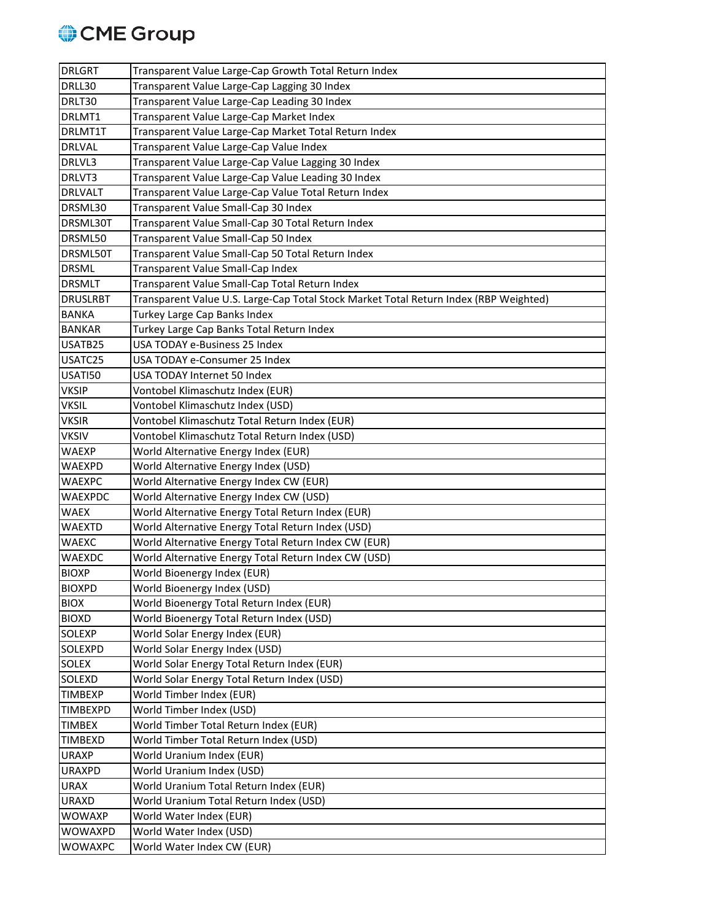| DRLGRT | Transparent Value Large-Cap Growth Total Return Index |
|---|---|
| DRLL30 | Transparent Value Large-Cap Lagging 30 Index |
| DRLT30 | Transparent Value Large-Cap Leading 30 Index |
| DRLMT1 | Transparent Value Large-Cap Market Index |
| DRLMT1T | Transparent Value Large-Cap Market Total Return Index |
| DRLVAL | Transparent Value Large-Cap Value Index |
| DRLVL3 | Transparent Value Large-Cap Value Lagging 30 Index |
| DRLVT3 | Transparent Value Large-Cap Value Leading 30 Index |
| DRLVALT | Transparent Value Large-Cap Value Total Return Index |
| DRSML30 | Transparent Value Small-Cap 30 Index |
| DRSML30T | Transparent Value Small-Cap 30 Total Return Index |
| DRSML50 | Transparent Value Small-Cap 50 Index |
| DRSML50T | Transparent Value Small-Cap 50 Total Return Index |
| DRSML | Transparent Value Small-Cap Index |
| DRSMLT | Transparent Value Small-Cap Total Return Index |
| DRUSLRBT | Transparent Value U.S. Large-Cap Total Stock Market Total Return Index (RBP Weighted) |
| BANKA | Turkey Large Cap Banks Index |
| BANKAR | Turkey Large Cap Banks Total Return Index |
| USATB25 | USA TODAY e-Business 25 Index |
| USATC25 | USA TODAY e-Consumer 25 Index |
| USATI50 | USA TODAY Internet 50 Index |
| VKSIP | Vontobel Klimaschutz Index (EUR) |
| VKSIL | Vontobel Klimaschutz Index (USD) |
| VKSIR | Vontobel Klimaschutz Total Return Index (EUR) |
| VKSIV | Vontobel Klimaschutz Total Return Index (USD) |
| WAEXP | World Alternative Energy Index (EUR) |
| WAEXPD | World Alternative Energy Index (USD) |
| WAEXPC | World Alternative Energy Index CW (EUR) |
| WAEXPDC | World Alternative Energy Index CW (USD) |
| WAEX | World Alternative Energy Total Return Index (EUR) |
| WAEXTD | World Alternative Energy Total Return Index (USD) |
| WAEXC | World Alternative Energy Total Return Index CW (EUR) |
| WAEXDC | World Alternative Energy Total Return Index CW (USD) |
| BIOXP | World Bioenergy Index (EUR) |
| BIOXPD | World Bioenergy Index (USD) |
| BIOX | World Bioenergy Total Return Index (EUR) |
| BIOXD | World Bioenergy Total Return Index (USD) |
| SOLEXP | World Solar Energy Index (EUR) |
| SOLEXPD | World Solar Energy Index (USD) |
| SOLEX | World Solar Energy Total Return Index (EUR) |
| SOLEXD | World Solar Energy Total Return Index (USD) |
| TIMBEXP | World Timber Index (EUR) |
| TIMBEXPD | World Timber Index (USD) |
| TIMBEX | World Timber Total Return Index (EUR) |
| TIMBEXD | World Timber Total Return Index (USD) |
| URAXP | World Uranium Index (EUR) |
| URAXPD | World Uranium Index (USD) |
| URAX | World Uranium Total Return Index (EUR) |
| URAXD | World Uranium Total Return Index (USD) |
| WOWAXP | World Water Index (EUR) |
| WOWAXPD | World Water Index (USD) |
| WOWAXPC | World Water Index CW (EUR) |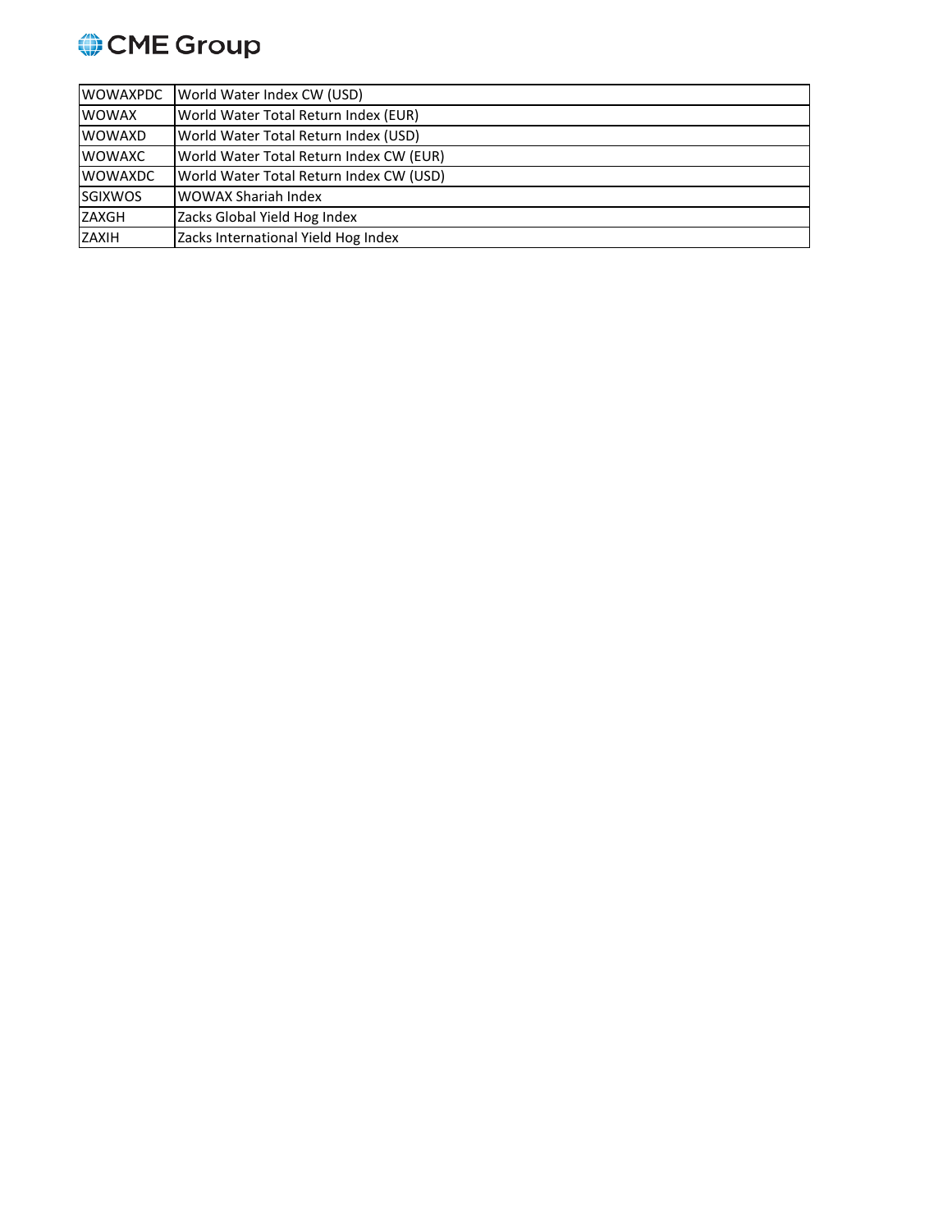| | |
|---|---|
| WOWAXPDC | World Water Index CW (USD) |
| WOWAX | World Water Total Return Index (EUR) |
| WOWAXD | World Water Total Return Index (USD) |
| WOWAXC | World Water Total Return Index CW (EUR) |
| WOWAXDC | World Water Total Return Index CW (USD) |
| SGIXWOS | WOWAX Shariah Index |
| ZAXGH | Zacks Global Yield Hog Index |
| ZAXIH | Zacks International Yield Hog Index |